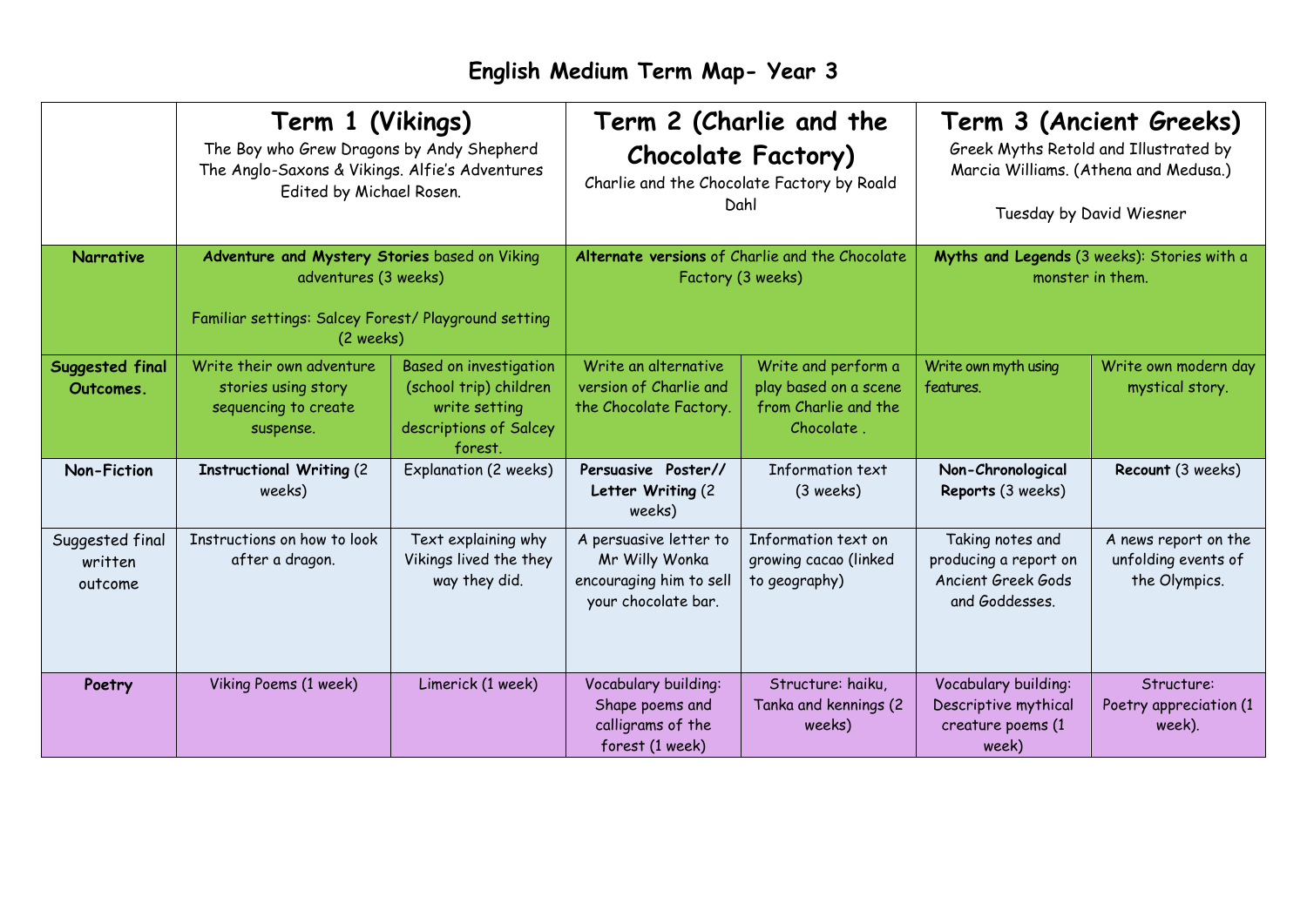# English Medium Term Map- Year 3

| | Term 1 (Vikings) The Boy who Grew Dragons by Andy Shepherd The Anglo-Saxons & Vikings. Alfie's Adventures Edited by Michael Rosen. | | Term 2 (Charlie and the Chocolate Factory) Charlie and the Chocolate Factory by Roald Dahl | | Term 3 (Ancient Greeks) Greek Myths Retold and Illustrated by Marcia Williams. (Athena and Medusa.) Tuesday by David Wiesner | |
|---|---|---|---|---|---|---|
| **Narrative** | **Adventure and Mystery Stories** based on Viking adventures (3 weeks) Familiar settings: Salcey Forest/ Playground setting (2 weeks) | | **Alternate versions** of Charlie and the Chocolate Factory (3 weeks) | | **Myths and Legends** (3 weeks): Stories with a monster in them. | |
| **Suggested final Outcomes.** | Write their own adventure stories using story sequencing to create suspense. | Based on investigation (school trip) children write setting descriptions of Salcey forest. | Write an alternative version of Charlie and the Chocolate Factory. | Write and perform a play based on a scene from Charlie and the Chocolate . | Write own myth using features. | Write own modern day mystical story. |
| **Non-Fiction** | **Instructional Writing** (2 weeks) | Explanation (2 weeks) | **Persuasive Poster// Letter Writing** (2 weeks) | Information text (3 weeks) | **Non-Chronological Reports** (3 weeks) | **Recount** (3 weeks) |
| Suggested final written outcome | Instructions on how to look after a dragon. | Text explaining why Vikings lived the they way they did. | A persuasive letter to Mr Willy Wonka encouraging him to sell your chocolate bar. | Information text on growing cacao (linked to geography) | Taking notes and producing a report on Ancient Greek Gods and Goddesses. | A news report on the unfolding events of the Olympics. |
| **Poetry** | Viking Poems (1 week) | Limerick (1 week) | Vocabulary building: Shape poems and calligrams of the forest (1 week) | Structure: haiku, Tanka and kennings (2 weeks) | Vocabulary building: Descriptive mythical creature poems (1 week) | Structure: Poetry appreciation (1 week). |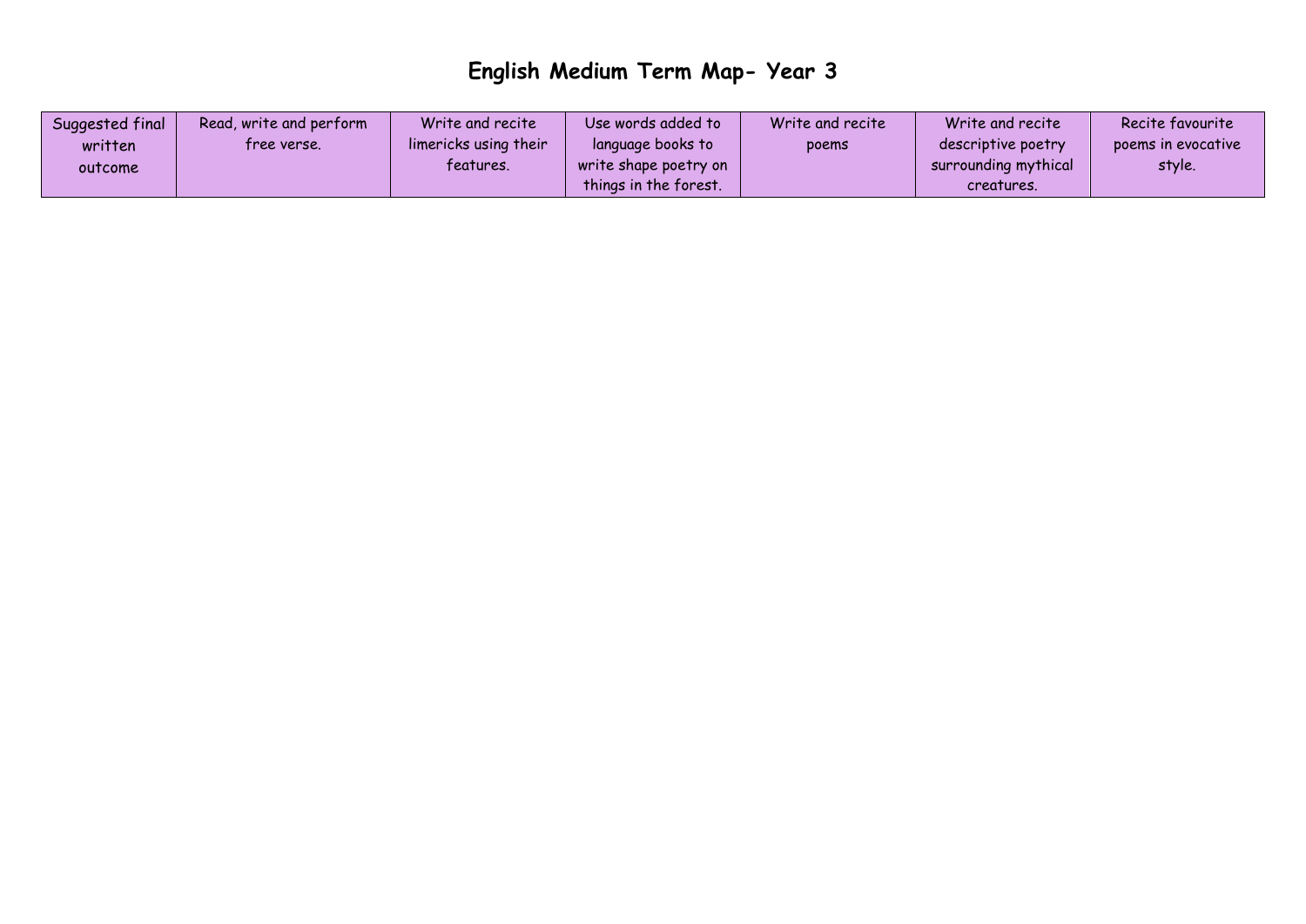# English Medium Term Map- Year 3

| | | | | | | |
|---|---|---|---|---|---|---|
| Suggested final written outcome | Read, write and perform free verse. | Write and recite limericks using their features. | Use words added to language books to write shape poetry on things in the forest. | Write and recite poems | Write and recite descriptive poetry surrounding mythical creatures. | Recite favourite poems in evocative style. |